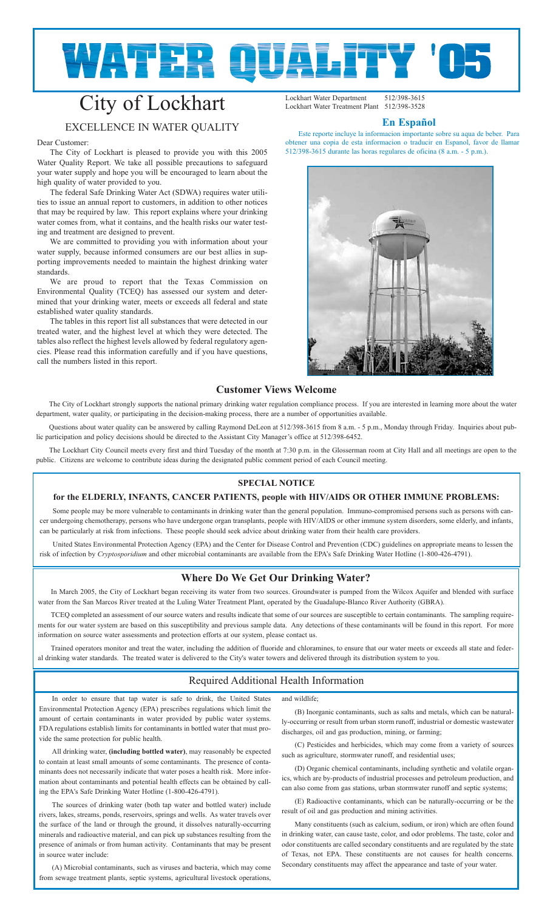# WATER QUALITY '05

# City of Lockhart

## EXCELLENCE IN WATER QUALITY

Lockhart Water Department 512/398-3615
Lockhart Water Treatment Plant 512/398-3528

Dear Customer:

The City of Lockhart is pleased to provide you with this 2005 Water Quality Report. We take all possible precautions to safeguard your water supply and hope you will be encouraged to learn about the high quality of water provided to you.

The federal Safe Drinking Water Act (SDWA) requires water utilities to issue an annual report to customers, in addition to other notices that may be required by law. This report explains where your drinking water comes from, what it contains, and the health risks our water testing and treatment are designed to prevent.

We are committed to providing you with information about your water supply, because informed consumers are our best allies in supporting improvements needed to maintain the highest drinking water standards.

We are proud to report that the Texas Commission on Environmental Quality (TCEQ) has assessed our system and determined that your drinking water, meets or exceeds all federal and state established water quality standards.

The tables in this report list all substances that were detected in our treated water, and the highest level at which they were detected. The tables also reflect the highest levels allowed by federal regulatory agencies. Please read this information carefully and if you have questions, call the numbers listed in this report.

### En Español

Este reporte incluye la informacion importante sobre su aqua de beber. Para obtener una copia de esta informacion o traducir en Espanol, favor de llamar 512/398-3615 durante las horas regulares de oficina (8 a.m. - 5 p.m.).

## Customer Views Welcome

The City of Lockhart strongly supports the national primary drinking water regulation compliance process. If you are interested in learning more about the water department, water quality, or participating in the decision-making process, there are a number of opportunities available.

Questions about water quality can be answered by calling Raymond DeLeon at 512/398-3615 from 8 a.m. - 5 p.m., Monday through Friday. Inquiries about public participation and policy decisions should be directed to the Assistant City Manager's office at 512/398-6452.

The Lockhart City Council meets every first and third Tuesday of the month at 7:30 p.m. in the Glosserman room at City Hall and all meetings are open to the public. Citizens are welcome to contribute ideas during the designated public comment period of each Council meeting.

## SPECIAL NOTICE

### for the ELDERLY, INFANTS, CANCER PATIENTS, people with HIV/AIDS OR OTHER IMMUNE PROBLEMS:

Some people may be more vulnerable to contaminants in drinking water than the general population. Immuno-compromised persons such as persons with cancer undergoing chemotherapy, persons who have undergone organ transplants, people with HIV/AIDS or other immune system disorders, some elderly, and infants, can be particularly at risk from infections. These people should seek advice about drinking water from their health care providers.

United States Environmental Protection Agency (EPA) and the Center for Disease Control and Prevention (CDC) guidelines on appropriate means to lessen the risk of infection by *Cryptosporidium* and other microbial contaminants are available from the EPA's Safe Drinking Water Hotline (1-800-426-4791).

## Where Do We Get Our Drinking Water?

In March 2005, the City of Lockhart began receiving its water from two sources. Groundwater is pumped from the Wilcox Aquifer and blended with surface water from the San Marcos River treated at the Luling Water Treatment Plant, operated by the Guadalupe-Blanco River Authority (GBRA).

TCEQ completed an assessment of our source waters and results indicate that some of our sources are susceptible to certain contaminants. The sampling requirements for our water system are based on this susceptibility and previous sample data. Any detections of these contaminants will be found in this report. For more information on source water assessments and protection efforts at our system, please contact us.

Trained operators monitor and treat the water, including the addition of fluoride and chloramines, to ensure that our water meets or exceeds all state and federal drinking water standards. The treated water is delivered to the City's water towers and delivered through its distribution system to you.

## Required Additional Health Information

In order to ensure that tap water is safe to drink, the United States Environmental Protection Agency (EPA) prescribes regulations which limit the amount of certain contaminants in water provided by public water systems. FDA regulations establish limits for contaminants in bottled water that must provide the same protection for public health.

All drinking water, **(including bottled water)**, may reasonably be expected to contain at least small amounts of some contaminants. The presence of contaminants does not necessarily indicate that water poses a health risk. More information about contaminants and potential health effects can be obtained by calling the EPA's Safe Drinking Water Hotline (1-800-426-4791).

The sources of drinking water (both tap water and bottled water) include rivers, lakes, streams, ponds, reservoirs, springs and wells. As water travels over the surface of the land or through the ground, it dissolves naturally-occurring minerals and radioactive material, and can pick up substances resulting from the presence of animals or from human activity. Contaminants that may be present in source water include:

(A) Microbial contaminants, such as viruses and bacteria, which may come from sewage treatment plants, septic systems, agricultural livestock operations, and wildlife;

(B) Inorganic contaminants, such as salts and metals, which can be naturally-occurring or result from urban storm runoff, industrial or domestic wastewater discharges, oil and gas production, mining, or farming;

(C) Pesticides and herbicides, which may come from a variety of sources such as agriculture, stormwater runoff, and residential uses;

(D) Organic chemical contaminants, including synthetic and volatile organics, which are by-products of industrial processes and petroleum production, and can also come from gas stations, urban stormwater runoff and septic systems;

(E) Radioactive contaminants, which can be naturally-occurring or be the result of oil and gas production and mining activities.

Many constituents (such as calcium, sodium, or iron) which are often found in drinking water, can cause taste, color, and odor problems. The taste, color and odor constituents are called secondary constituents and are regulated by the state of Texas, not EPA. These constituents are not causes for health concerns. Secondary constituents may affect the appearance and taste of your water.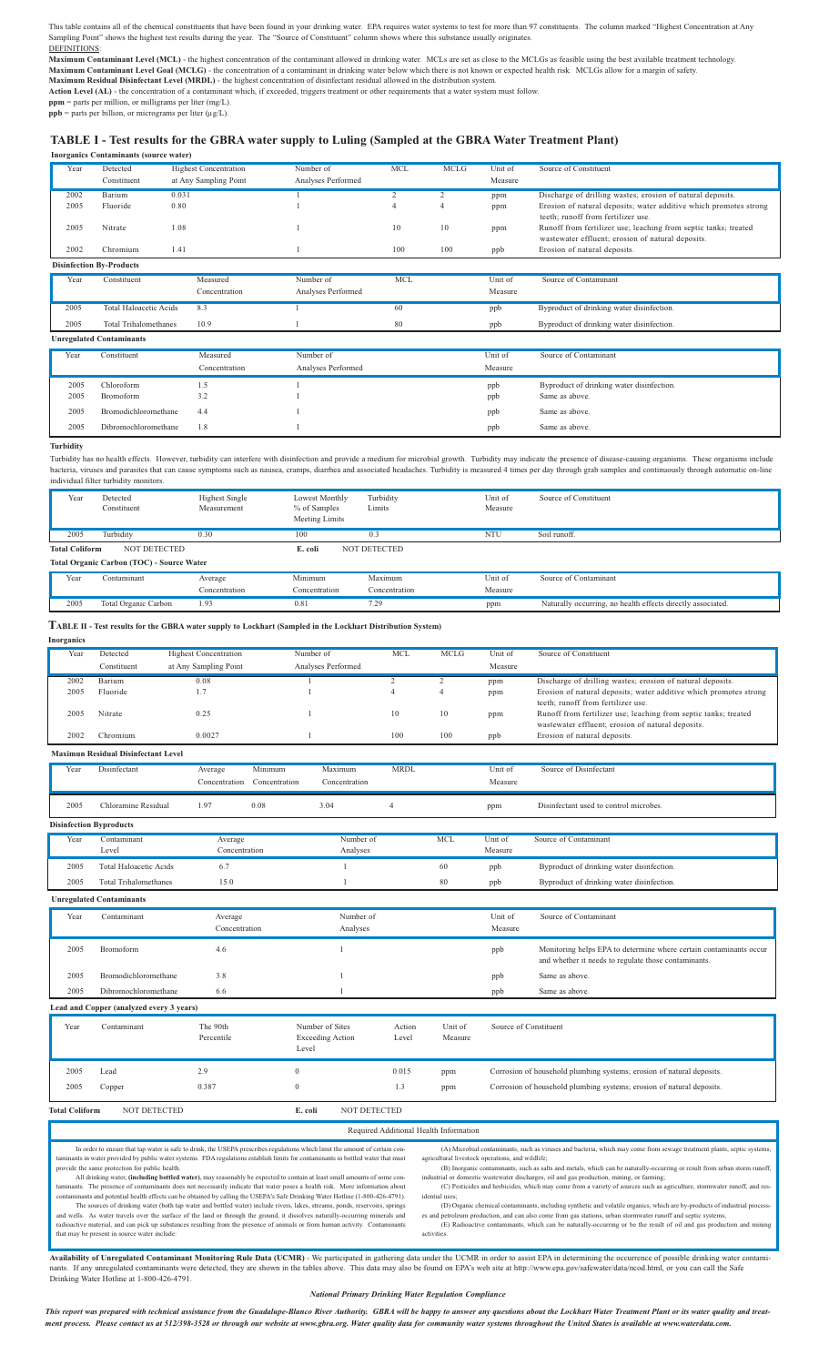This table contains all of the chemical constituents that have been found in your drinking water. EPA requires water systems to test for more than 97 constituents. The column marked "Highest Concentration at Any Sampling Point" shows the highest test results during the year. The "Source of Constituent" column shows where this substance usually originates.

DEFINITIONS:

**Maximum Contaminant Level (MCL)** - the highest concentration of the contaminant allowed in drinking water. MCLs are set as close to the MCLGs as feasible using the best available treatment technology.

**Maximum Contaminant Level Goal (MCLG)** - the concentration of a contaminant in drinking water below which there is not known or expected health risk. MCLGs allow for a margin of safety.

**Maximum Residual Disinfectant Level (MRDL)** - the highest concentration of disinfectant residual allowed in the distribution system.

**Action Level (AL)** - the concentration of a contaminant which, if exceeded, triggers treatment or other requirements that a water system must follow.

**ppm** = parts per million, or milligrams per liter (mg/L).

**ppb** = parts per billion, or micrograms per liter (µg/L).

## TABLE I - Test results for the GBRA water supply to Luling (Sampled at the GBRA Water Treatment Plant)

**Inorganics Contaminants (source water)**

| Year | Detected Constituent | Highest Concentration at Any Sampling Point | Number of Analyses Performed | MCL | MCLG | Unit of Measure | Source of Constituent |
|---|---|---|---|---|---|---|---|
| 2002 | Barium | 0.031 | 1 | 2 | 2 | ppm | Discharge of drilling wastes; erosion of natural deposits. |
| 2005 | Fluoride | 0.80 | 1 | 4 | 4 | ppm | Erosion of natural deposits; water additive which promotes strong teeth; runoff from fertilizer use. |
| 2005 | Nitrate | 1.08 | 1 | 10 | 10 | ppm | Runoff from fertilizer use; leaching from septic tanks; treated wastewater effluent; erosion of natural deposits. |
| 2002 | Chromium | 1.41 | 1 | 100 | 100 | ppb | Erosion of natural deposits. |

**Disinfection By-Products**

| Year | Constituent | Measured Concentration | Number of Analyses Performed | MCL | Unit of Measure | Source of Contaminant |
|---|---|---|---|---|---|---|
| 2005 | Total Haloacetic Acids | 8.3 | 1 | 60 | ppb | Byproduct of drinking water disinfection. |
| 2005 | Total Trihalomethanes | 10.9 | 1 | 80 | ppb | Byproduct of drinking water disinfection. |

**Unregulated Contaminants**

| Year | Constituent | Measured Concentration | Number of Analyses Performed | Unit of Measure | Source of Contaminant |
|---|---|---|---|---|---|
| 2005 | Chloroform | 1.5 | 1 | ppb | Byproduct of drinking water disinfection. |
| 2005 | Bromoform | 3.2 | 1 | ppb | Same as above. |
| 2005 | Bromodichloromethane | 4.4 | 1 | ppb | Same as above. |
| 2005 | Dibromochloromethane | 1.8 | 1 | ppb | Same as above. |

**Turbidity**

Turbidity has no health effects. However, turbidity can interfere with disinfection and provide a medium for microbial growth. Turbidity may indicate the presence of disease-causing organisms. These organisms include bacteria, viruses and parasites that can cause symptoms such as nausea, cramps, diarrhea and associated headaches. Turbidity is measured 4 times per day through grab samples and continuously through automatic on-line individual filter turbidity monitors.

| Year | Detected Constituent | Highest Single Measurement | Lowest Monthly % of Samples Meeting Limits | Turbidity Limits | Unit of Measure | Source of Constituent |
|---|---|---|---|---|---|---|
| 2005 | Turbidity | 0.30 | 100 | 0.3 | NTU | Soil runoff. |

**Total Coliform** NOT DETECTED **E. coli** NOT DETECTED

**Total Organic Carbon (TOC) - Source Water**

| Year | Contaminant | Average Concentration | Minimum Concentration | Maximum Concentration | Unit of Measure | Source of Contaminant |
|---|---|---|---|---|---|---|
| 2005 | Total Organic Carbon | 1.93 | 0.81 | 7.29 | ppm | Naturally occurring, no health effects directly associated. |

## TABLE II - Test results for the GBRA water supply to Lockhart (Sampled in the Lockhart Distribution System)

**Inorganics**

| Year | Detected Constituent | Highest Concentration at Any Sampling Point | Number of Analyses Performed | MCL | MCLG | Unit of Measure | Source of Constituent |
|---|---|---|---|---|---|---|---|
| 2002 | Barium | 0.08 | 1 | 2 | 2 | ppm | Discharge of drilling wastes; erosion of natural deposits. |
| 2005 | Fluoride | 1.7 | 1 | 4 | 4 | ppm | Erosion of natural deposits; water additive which promotes strong teeth; runoff from fertilizer use. |
| 2005 | Nitrate | 0.25 | 1 | 10 | 10 | ppm | Runoff from fertilizer use; leaching from septic tanks; treated wastewater effluent; erosion of natural deposits. |
| 2002 | Chromium | 0.0027 | 1 | 100 | 100 | ppb | Erosion of natural deposits. |

**Maximun Residual Disinfectant Level**

| Year | Disinfectant | Average Concentration | Minimum Concentration | Maximum Concentration | MRDL | Unit of Measure | Source of Disinfectant |
|---|---|---|---|---|---|---|---|
| 2005 | Chloramine Residual | 1.97 | 0.08 | 3.04 | 4 | ppm | Disinfectant used to control microbes. |

**Disinfection Byproducts**

| Year | Contaminant Level | Average Concentration | Number of Analyses | MCL | Unit of Measure | Source of Contaminant |
|---|---|---|---|---|---|---|
| 2005 | Total Haloacetic Acids | 6.7 | 1 | 60 | ppb | Byproduct of drinking water disinfection. |
| 2005 | Total Trihalomethanes | 15.0 | 1 | 80 | ppb | Byproduct of drinking water disinfection. |

**Unregulated Contaminants**

| Year | Contaminant | Average Concentration | Number of Analyses | Unit of Measure | Source of Contaminant |
|---|---|---|---|---|---|
| 2005 | Bromoform | 4.6 | 1 | ppb | Monitoring helps EPA to determine where certain contaminants occur and whether it needs to regulate those contaminants. |
| 2005 | Bromodichloromethane | 3.8 | 1 | ppb | Same as above. |
| 2005 | Dibromochloromethane | 6.6 | 1 | ppb | Same as above. |

**Lead and Copper (analyzed every 3 years)**

| Year | Contaminant | The 90th Percentile | Number of Sites Exceeding Action Level | Action Level | Unit of Measure | Source of Constituent |
|---|---|---|---|---|---|---|
| 2005 | Lead | 2.9 | 0 | 0.015 | ppm | Corrosion of household plumbing systems; erosion of natural deposits. |
| 2005 | Copper | 0.387 | 0 | 1.3 | ppm | Corrosion of household plumbing systems; erosion of natural deposits. |

**Total Coliform** NOT DETECTED **E. coli** NOT DETECTED

### Required Additional Health Information

In order to ensure that tap water is safe to drink, the USEPA prescribes regulations which limit the amount of certain contaminants in water provided by public water systems. FDA regulations establish limits for contaminants in bottled water that must provide the same protection for public health.

All drinking water, **(including bottled water)**, may reasonably be expected to contain at least small amounts of some contaminants. The presence of contaminants does not necessarily indicate that water poses a health risk. More information about contaminants and potential health effects can be obtained by calling the USEPA's Safe Drinking Water Hotline (1-800-426-4791).

The sources of drinking water (both tap water and bottled water) include rivers, lakes, streams, ponds, reservoirs, springs and wells. As water travels over the surface of the land or through the ground, it dissolves naturally-occurring minerals and radioactive material, and can pick up substances resulting from the presence of animals or from human activity. Contaminants that may be present in source water include:

(A) Microbial contaminants, such as viruses and bacteria, which may come from sewage treatment plants, septic systems, agricultural livestock operations, and wildlife;

(B) Inorganic contaminants, such as salts and metals, which can be naturally-occurring or result from urban storm runoff, industrial or domestic wastewater discharges, oil and gas production, mining, or farming;

(C) Pesticides and herbicides, which may come from a variety of sources such as agriculture, stormwater runoff, and residential uses;

(D) Organic chemical contaminants, including synthetic and volatile organics, which are by-products of industrial processes and petroleum production, and can also come from gas stations, urban stormwater runoff and septic systems;

(E) Radioactive contaminants, which can be naturally-occurring or be the result of oil and gas production and mining activities.

**Availability of Unregulated Contaminant Monitoring Rule Data (UCMR)** - We participated in gathering data under the UCMR in order to assist EPA in determining the occurrence of possible drinking water contaminants. If any unregulated contaminants were detected, they are shown in the tables above. This data may also be found on EPA's web site at http://www.epa.gov/safewater/data/ncod.html, or you can call the Safe Drinking Water Hotline at 1-800-426-4791.

*National Primary Drinking Water Regulation Compliance*

***This report was prepared with technical assistance from the Guadalupe-Blanco River Authority. GBRA will be happy to answer any questions about the Lockhart Water Treatment Plant or its water quality and treatment process. Please contact us at 512/398-3528 or through our website at www.gbra.org. Water quality data for community water systems throughout the United States is available at www.waterdata.com.***